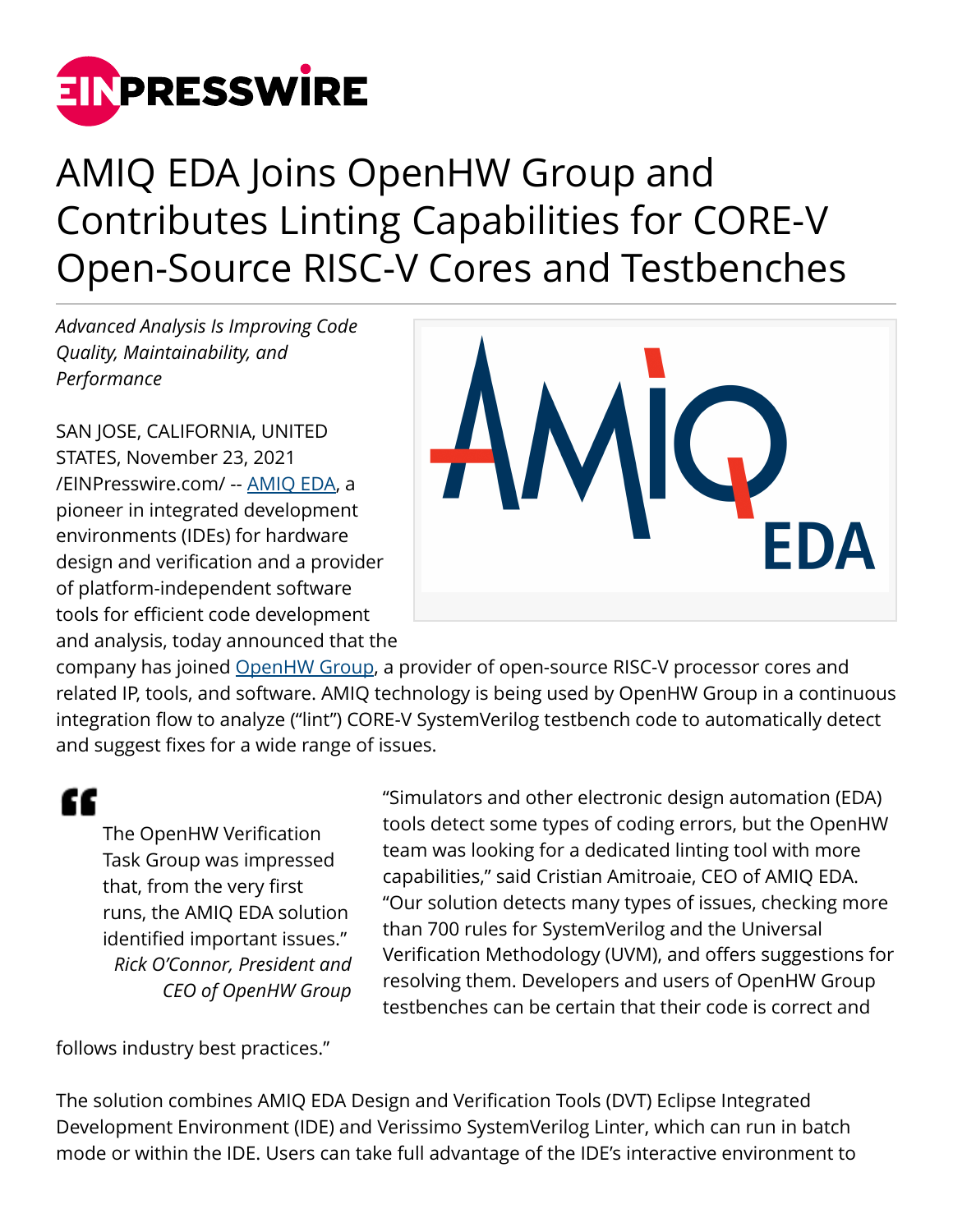# AMIQ EDA Joins OpenHW Group and Contributes Linting Capabilities for CORE-V Open-Source RISC-V Cores and Testbenches

*Advanced Analysis Is Improving Code Quality, Maintainability, and Performance*

SAN JOSE, CALIFORNIA, UNITED STATES, November 23, 2021 /EINPresswire.com/ -- AMIQ EDA, a pioneer in integrated development environments (IDEs) for hardware design and verification and a provider of platform-independent software tools for efficient code development and analysis, today announced that the company has joined OpenHW Group, a provider of open-source RISC-V processor cores and related IP, tools, and software. AMIQ technology is being used by OpenHW Group in a continuous integration flow to analyze ("lint") CORE-V SystemVerilog testbench code to automatically detect and suggest fixes for a wide range of issues.

> The OpenHW Verification Task Group was impressed that, from the very first runs, the AMIQ EDA solution identified important issues."
>
> *Rick O'Connor, President and CEO of OpenHW Group*

"Simulators and other electronic design automation (EDA) tools detect some types of coding errors, but the OpenHW team was looking for a dedicated linting tool with more capabilities," said Cristian Amitroaie, CEO of AMIQ EDA. "Our solution detects many types of issues, checking more than 700 rules for SystemVerilog and the Universal Verification Methodology (UVM), and offers suggestions for resolving them. Developers and users of OpenHW Group testbenches can be certain that their code is correct and follows industry best practices."

The solution combines AMIQ EDA Design and Verification Tools (DVT) Eclipse Integrated Development Environment (IDE) and Verissimo SystemVerilog Linter, which can run in batch mode or within the IDE. Users can take full advantage of the IDE's interactive environment to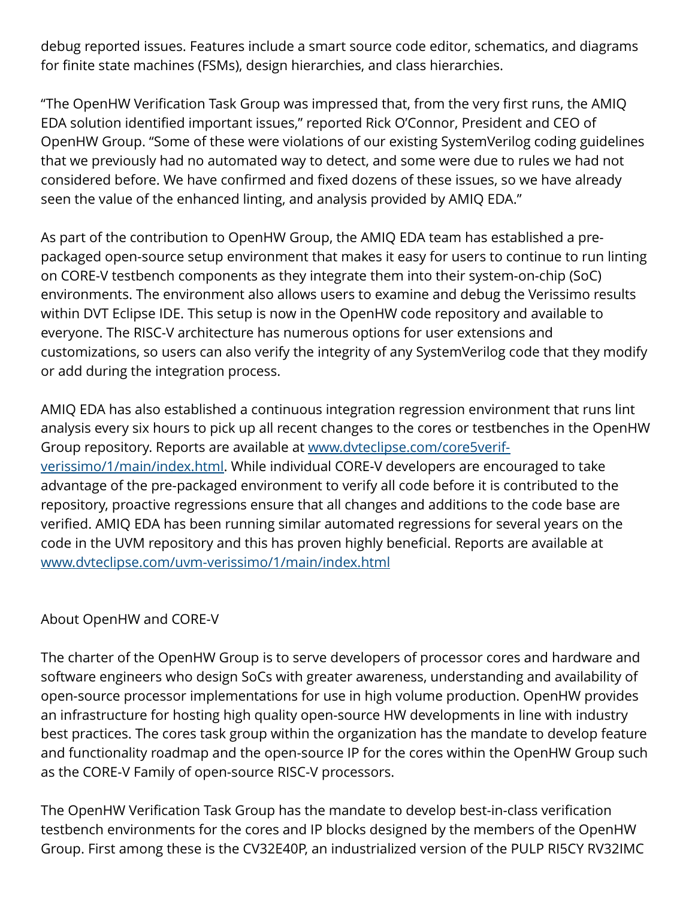debug reported issues. Features include a smart source code editor, schematics, and diagrams for finite state machines (FSMs), design hierarchies, and class hierarchies.

“The OpenHW Verification Task Group was impressed that, from the very first runs, the AMIQ EDA solution identified important issues,” reported Rick O’Connor, President and CEO of OpenHW Group. “Some of these were violations of our existing SystemVerilog coding guidelines that we previously had no automated way to detect, and some were due to rules we had not considered before. We have confirmed and fixed dozens of these issues, so we have already seen the value of the enhanced linting, and analysis provided by AMIQ EDA.”

As part of the contribution to OpenHW Group, the AMIQ EDA team has established a pre-packaged open-source setup environment that makes it easy for users to continue to run linting on CORE-V testbench components as they integrate them into their system-on-chip (SoC) environments. The environment also allows users to examine and debug the Verissimo results within DVT Eclipse IDE. This setup is now in the OpenHW code repository and available to everyone. The RISC-V architecture has numerous options for user extensions and customizations, so users can also verify the integrity of any SystemVerilog code that they modify or add during the integration process.

AMIQ EDA has also established a continuous integration regression environment that runs lint analysis every six hours to pick up all recent changes to the cores or testbenches in the OpenHW Group repository. Reports are available at [www.dvteclipse.com/core5verif-verissimo/1/main/index.html](www.dvteclipse.com/core5verif-verissimo/1/main/index.html). While individual CORE-V developers are encouraged to take advantage of the pre-packaged environment to verify all code before it is contributed to the repository, proactive regressions ensure that all changes and additions to the code base are verified. AMIQ EDA has been running similar automated regressions for several years on the code in the UVM repository and this has proven highly beneficial. Reports are available at [www.dvteclipse.com/uvm-verissimo/1/main/index.html](www.dvteclipse.com/uvm-verissimo/1/main/index.html)

## About OpenHW and CORE-V

The charter of the OpenHW Group is to serve developers of processor cores and hardware and software engineers who design SoCs with greater awareness, understanding and availability of open-source processor implementations for use in high volume production. OpenHW provides an infrastructure for hosting high quality open-source HW developments in line with industry best practices. The cores task group within the organization has the mandate to develop feature and functionality roadmap and the open-source IP for the cores within the OpenHW Group such as the CORE-V Family of open-source RISC-V processors.

The OpenHW Verification Task Group has the mandate to develop best-in-class verification testbench environments for the cores and IP blocks designed by the members of the OpenHW Group. First among these is the CV32E40P, an industrialized version of the PULP RI5CY RV32IMC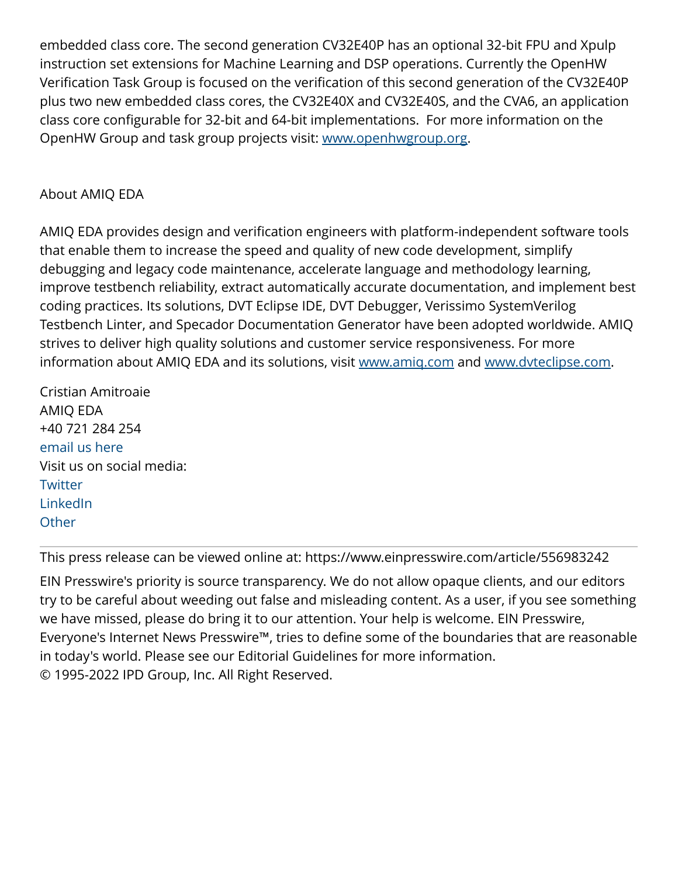embedded class core. The second generation CV32E40P has an optional 32-bit FPU and Xpulp instruction set extensions for Machine Learning and DSP operations. Currently the OpenHW Verification Task Group is focused on the verification of this second generation of the CV32E40P plus two new embedded class cores, the CV32E40X and CV32E40S, and the CVA6, an application class core configurable for 32-bit and 64-bit implementations. For more information on the OpenHW Group and task group projects visit: [www.openhwgroup.org](www.openhwgroup.org).

About AMIQ EDA

AMIQ EDA provides design and verification engineers with platform-independent software tools that enable them to increase the speed and quality of new code development, simplify debugging and legacy code maintenance, accelerate language and methodology learning, improve testbench reliability, extract automatically accurate documentation, and implement best coding practices. Its solutions, DVT Eclipse IDE, DVT Debugger, Verissimo SystemVerilog Testbench Linter, and Specador Documentation Generator have been adopted worldwide. AMIQ strives to deliver high quality solutions and customer service responsiveness. For more information about AMIQ EDA and its solutions, visit [www.amiq.com](www.amiq.com) and [www.dvteclipse.com](www.dvteclipse.com).

Cristian Amitroaie
AMIQ EDA
+40 721 284 254
email us here
Visit us on social media:
Twitter
LinkedIn
Other

---

This press release can be viewed online at: https://www.einpresswire.com/article/556983242

EIN Presswire's priority is source transparency. We do not allow opaque clients, and our editors try to be careful about weeding out false and misleading content. As a user, if you see something we have missed, please do bring it to our attention. Your help is welcome. EIN Presswire, Everyone's Internet News Presswire™, tries to define some of the boundaries that are reasonable in today's world. Please see our Editorial Guidelines for more information.
© 1995-2022 IPD Group, Inc. All Right Reserved.